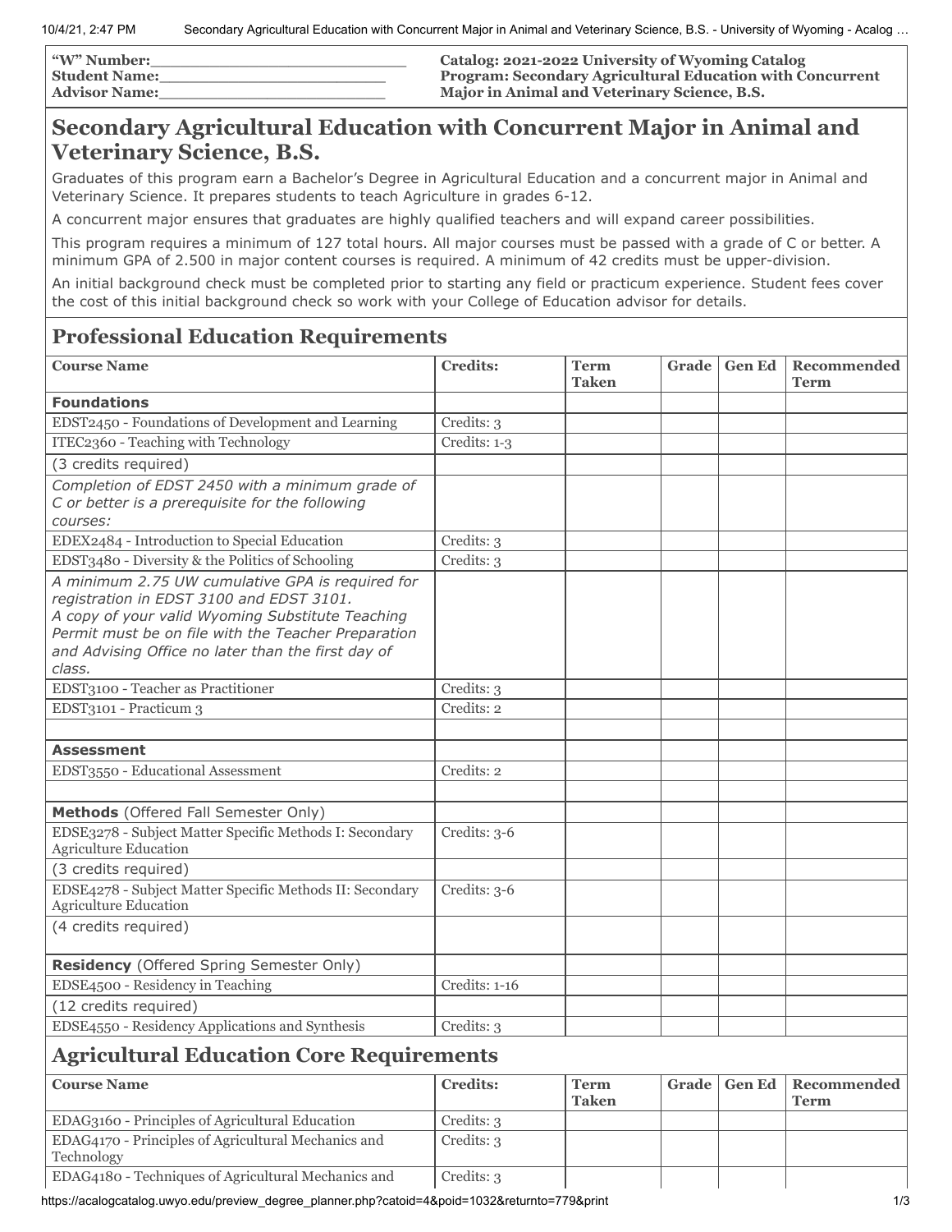| "W" Number:\_\_\_\_\_\_\_\_\_\_\_\_\_\_\_\_\_\_\_\_\_\_\_\_\_\_ | Catalog: 2021-2022 University of Wyoming Catalog |
|---|---|
| Student Name:\_\_\_\_\_\_\_\_\_\_\_\_\_\_\_\_\_\_\_\_\_\_\_\_ | Program: Secondary Agricultural Education with Concurrent Major in Animal and Veterinary Science, B.S. |
| Advisor Name:\_\_\_\_\_\_\_\_\_\_\_\_\_\_\_\_\_\_\_\_\_\_\_\_ | |

# Secondary Agricultural Education with Concurrent Major in Animal and Veterinary Science, B.S.

Graduates of this program earn a Bachelor's Degree in Agricultural Education and a concurrent major in Animal and Veterinary Science. It prepares students to teach Agriculture in grades 6-12.

A concurrent major ensures that graduates are highly qualified teachers and will expand career possibilities.

This program requires a minimum of 127 total hours. All major courses must be passed with a grade of C or better. A minimum GPA of 2.500 in major content courses is required. A minimum of 42 credits must be upper-division.

An initial background check must be completed prior to starting any field or practicum experience. Student fees cover the cost of this initial background check so work with your College of Education advisor for details.

## Professional Education Requirements

| Course Name | Credits: | Term Taken | Grade | Gen Ed | Recommended Term |
|---|---|---|---|---|---|
| **Foundations** | | | | | |
| EDST2450 - Foundations of Development and Learning | Credits: 3 | | | | |
| ITEC2360 - Teaching with Technology | Credits: 1-3 | | | | |
| (3 credits required) | | | | | |
| *Completion of EDST 2450 with a minimum grade of C or better is a prerequisite for the following courses:* | | | | | |
| EDEX2484 - Introduction to Special Education | Credits: 3 | | | | |
| EDST3480 - Diversity & the Politics of Schooling | Credits: 3 | | | | |
| *A minimum 2.75 UW cumulative GPA is required for registration in EDST 3100 and EDST 3101. A copy of your valid Wyoming Substitute Teaching Permit must be on file with the Teacher Preparation and Advising Office no later than the first day of class.* | | | | | |
| EDST3100 - Teacher as Practitioner | Credits: 3 | | | | |
| EDST3101 - Practicum 3 | Credits: 2 | | | | |
| | | | | | |
| **Assessment** | | | | | |
| EDST3550 - Educational Assessment | Credits: 2 | | | | |
| | | | | | |
| **Methods** (Offered Fall Semester Only) | | | | | |
| EDSE3278 - Subject Matter Specific Methods I: Secondary Agriculture Education | Credits: 3-6 | | | | |
| (3 credits required) | | | | | |
| EDSE4278 - Subject Matter Specific Methods II: Secondary Agriculture Education | Credits: 3-6 | | | | |
| (4 credits required) | | | | | |
| **Residency** (Offered Spring Semester Only) | | | | | |
| EDSE4500 - Residency in Teaching | Credits: 1-16 | | | | |
| (12 credits required) | | | | | |
| EDSE4550 - Residency Applications and Synthesis | Credits: 3 | | | | |

## Agricultural Education Core Requirements

| Course Name | Credits: | Term Taken | Grade | Gen Ed | Recommended Term |
|---|---|---|---|---|---|
| EDAG3160 - Principles of Agricultural Education | Credits: 3 | | | | |
| EDAG4170 - Principles of Agricultural Mechanics and Technology | Credits: 3 | | | | |
| EDAG4180 - Techniques of Agricultural Mechanics and | Credits: 3 | | | | |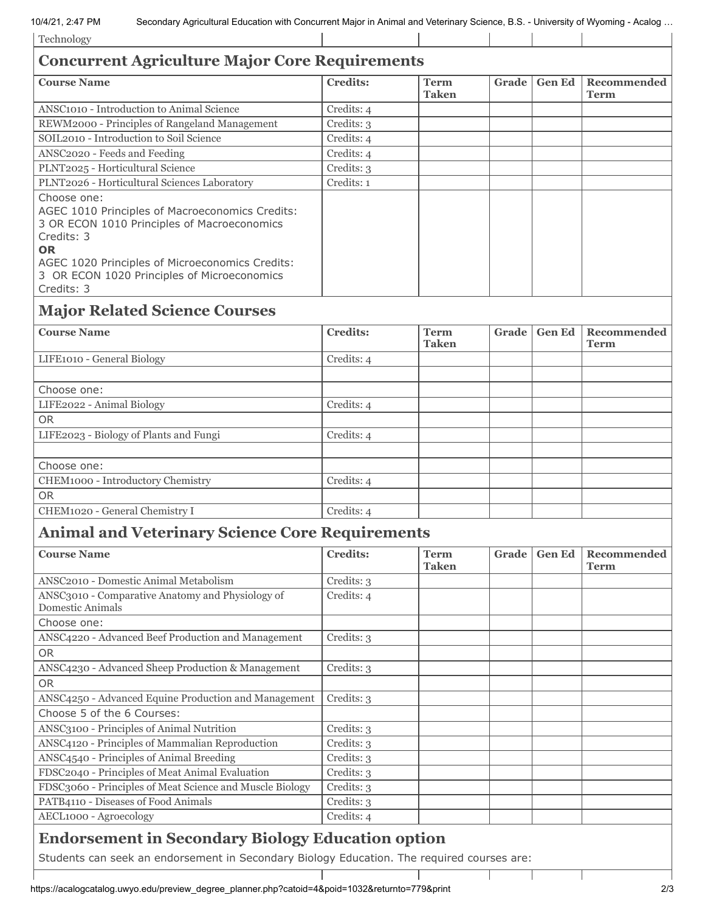| Technology | | | | | |
|---|---|---|---|---|---|

## Concurrent Agriculture Major Core Requirements

| Course Name | Credits: | Term Taken | Grade | Gen Ed | Recommended Term |
|---|---|---|---|---|---|
| ANSC1010 - Introduction to Animal Science | Credits: 4 | | | | |
| REWM2000 - Principles of Rangeland Management | Credits: 3 | | | | |
| SOIL2010 - Introduction to Soil Science | Credits: 4 | | | | |
| ANSC2020 - Feeds and Feeding | Credits: 4 | | | | |
| PLNT2025 - Horticultural Science | Credits: 3 | | | | |
| PLNT2026 - Horticultural Sciences Laboratory | Credits: 1 | | | | |
| Choose one: AGEC 1010 Principles of Macroeconomics Credits: 3 OR ECON 1010 Principles of Macroeconomics Credits: 3 **OR** AGEC 1020 Principles of Microeconomics Credits: 3 OR ECON 1020 Principles of Microeconomics Credits: 3 | | | | | |

## Major Related Science Courses

| Course Name | Credits: | Term Taken | Grade | Gen Ed | Recommended Term |
|---|---|---|---|---|---|
| LIFE1010 - General Biology | Credits: 4 | | | | |
| | | | | | |
| Choose one: | | | | | |
| LIFE2022 - Animal Biology | Credits: 4 | | | | |
| OR | | | | | |
| LIFE2023 - Biology of Plants and Fungi | Credits: 4 | | | | |
| | | | | | |
| Choose one: | | | | | |
| CHEM1000 - Introductory Chemistry | Credits: 4 | | | | |
| OR | | | | | |
| CHEM1020 - General Chemistry I | Credits: 4 | | | | |

## Animal and Veterinary Science Core Requirements

| Course Name | Credits: | Term Taken | Grade | Gen Ed | Recommended Term |
|---|---|---|---|---|---|
| ANSC2010 - Domestic Animal Metabolism | Credits: 3 | | | | |
| ANSC3010 - Comparative Anatomy and Physiology of Domestic Animals | Credits: 4 | | | | |
| Choose one: | | | | | |
| ANSC4220 - Advanced Beef Production and Management | Credits: 3 | | | | |
| OR | | | | | |
| ANSC4230 - Advanced Sheep Production & Management | Credits: 3 | | | | |
| OR | | | | | |
| ANSC4250 - Advanced Equine Production and Management | Credits: 3 | | | | |
| Choose 5 of the 6 Courses: | | | | | |
| ANSC3100 - Principles of Animal Nutrition | Credits: 3 | | | | |
| ANSC4120 - Principles of Mammalian Reproduction | Credits: 3 | | | | |
| ANSC4540 - Principles of Animal Breeding | Credits: 3 | | | | |
| FDSC2040 - Principles of Meat Animal Evaluation | Credits: 3 | | | | |
| FDSC3060 - Principles of Meat Science and Muscle Biology | Credits: 3 | | | | |
| PATB4110 - Diseases of Food Animals | Credits: 3 | | | | |
| AECL1000 - Agroecology | Credits: 4 | | | | |

## Endorsement in Secondary Biology Education option

Students can seek an endorsement in Secondary Biology Education. The required courses are: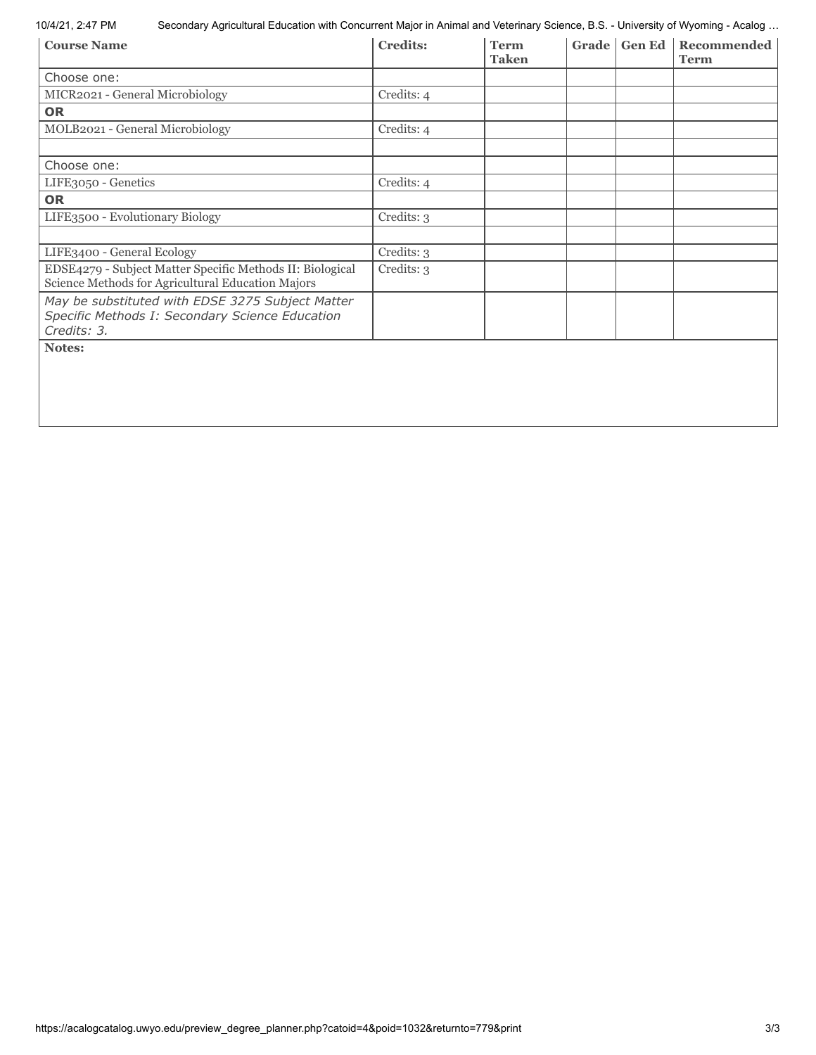| Course Name | Credits: | Term Taken | Grade | Gen Ed | Recommended Term |
|---|---|---|---|---|---|
| Choose one: | | | | | |
| MICR2021 - General Microbiology | Credits: 4 | | | | |
| **OR** | | | | | |
| MOLB2021 - General Microbiology | Credits: 4 | | | | |
| | | | | | |
| Choose one: | | | | | |
| LIFE3050 - Genetics | Credits: 4 | | | | |
| **OR** | | | | | |
| LIFE3500 - Evolutionary Biology | Credits: 3 | | | | |
| | | | | | |
| LIFE3400 - General Ecology | Credits: 3 | | | | |
| EDSE4279 - Subject Matter Specific Methods II: Biological Science Methods for Agricultural Education Majors | Credits: 3 | | | | |
| *May be substituted with EDSE 3275 Subject Matter Specific Methods I: Secondary Science Education Credits: 3.* | | | | | |

**Notes:**